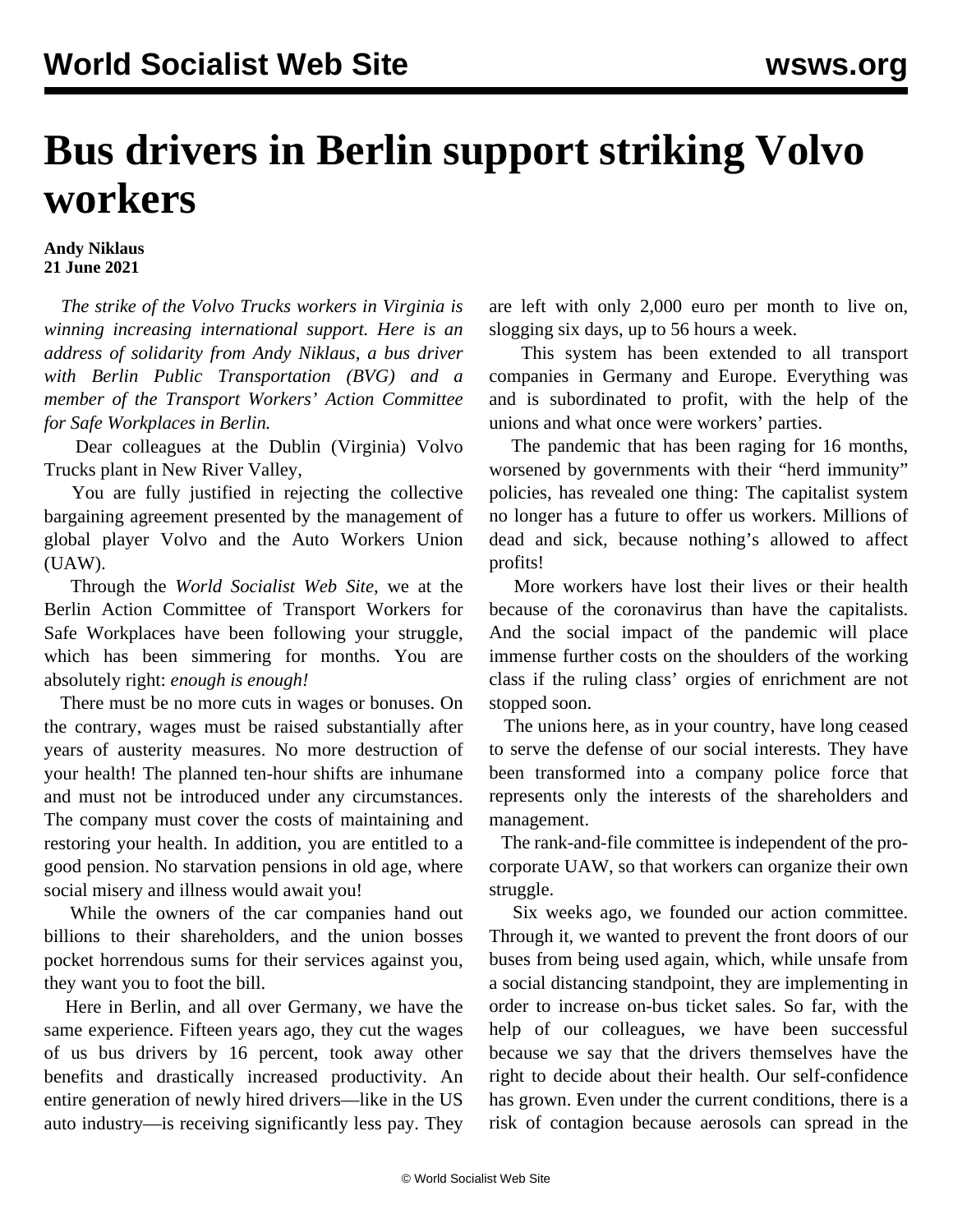# Bus drivers in Berlin support striking Volvo workers

**Andy Niklaus**
**21 June 2021**

*The strike of the Volvo Trucks workers in Virginia is winning increasing international support. Here is an address of solidarity from Andy Niklaus, a bus driver with Berlin Public Transportation (BVG) and a member of the Transport Workers' Action Committee for Safe Workplaces in Berlin.*

Dear colleagues at the Dublin (Virginia) Volvo Trucks plant in New River Valley,

You are fully justified in rejecting the collective bargaining agreement presented by the management of global player Volvo and the Auto Workers Union (UAW).

Through the *World Socialist Web Site*, we at the Berlin Action Committee of Transport Workers for Safe Workplaces have been following your struggle, which has been simmering for months. You are absolutely right: *enough is enough!*

There must be no more cuts in wages or bonuses. On the contrary, wages must be raised substantially after years of austerity measures. No more destruction of your health! The planned ten-hour shifts are inhumane and must not be introduced under any circumstances. The company must cover the costs of maintaining and restoring your health. In addition, you are entitled to a good pension. No starvation pensions in old age, where social misery and illness would await you!

While the owners of the car companies hand out billions to their shareholders, and the union bosses pocket horrendous sums for their services against you, they want you to foot the bill.

Here in Berlin, and all over Germany, we have the same experience. Fifteen years ago, they cut the wages of us bus drivers by 16 percent, took away other benefits and drastically increased productivity. An entire generation of newly hired drivers—like in the US auto industry—is receiving significantly less pay. They are left with only 2,000 euro per month to live on, slogging six days, up to 56 hours a week.

This system has been extended to all transport companies in Germany and Europe. Everything was and is subordinated to profit, with the help of the unions and what once were workers' parties.

The pandemic that has been raging for 16 months, worsened by governments with their "herd immunity" policies, has revealed one thing: The capitalist system no longer has a future to offer us workers. Millions of dead and sick, because nothing's allowed to affect profits!

More workers have lost their lives or their health because of the coronavirus than have the capitalists. And the social impact of the pandemic will place immense further costs on the shoulders of the working class if the ruling class' orgies of enrichment are not stopped soon.

The unions here, as in your country, have long ceased to serve the defense of our social interests. They have been transformed into a company police force that represents only the interests of the shareholders and management.

The rank-and-file committee is independent of the pro-corporate UAW, so that workers can organize their own struggle.

Six weeks ago, we founded our action committee. Through it, we wanted to prevent the front doors of our buses from being used again, which, while unsafe from a social distancing standpoint, they are implementing in order to increase on-bus ticket sales. So far, with the help of our colleagues, we have been successful because we say that the drivers themselves have the right to decide about their health. Our self-confidence has grown. Even under the current conditions, there is a risk of contagion because aerosols can spread in the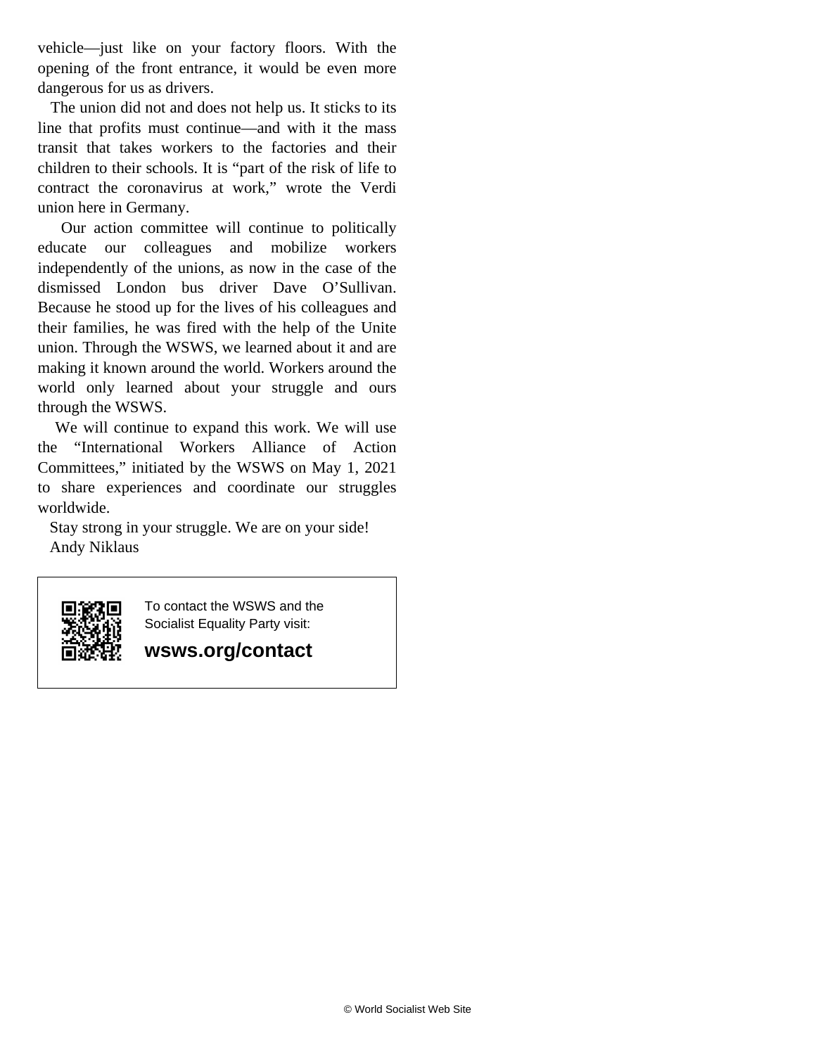vehicle—just like on your factory floors. With the opening of the front entrance, it would be even more dangerous for us as drivers.

The union did not and does not help us. It sticks to its line that profits must continue—and with it the mass transit that takes workers to the factories and their children to their schools. It is "part of the risk of life to contract the coronavirus at work," wrote the Verdi union here in Germany.

Our action committee will continue to politically educate our colleagues and mobilize workers independently of the unions, as now in the case of the dismissed London bus driver Dave O'Sullivan. Because he stood up for the lives of his colleagues and their families, he was fired with the help of the Unite union. Through the WSWS, we learned about it and are making it known around the world. Workers around the world only learned about your struggle and ours through the WSWS.

We will continue to expand this work. We will use the "International Workers Alliance of Action Committees," initiated by the WSWS on May 1, 2021 to share experiences and coordinate our struggles worldwide.

Stay strong in your struggle. We are on your side!

Andy Niklaus

To contact the WSWS and the Socialist Equality Party visit:

**wsws.org/contact**